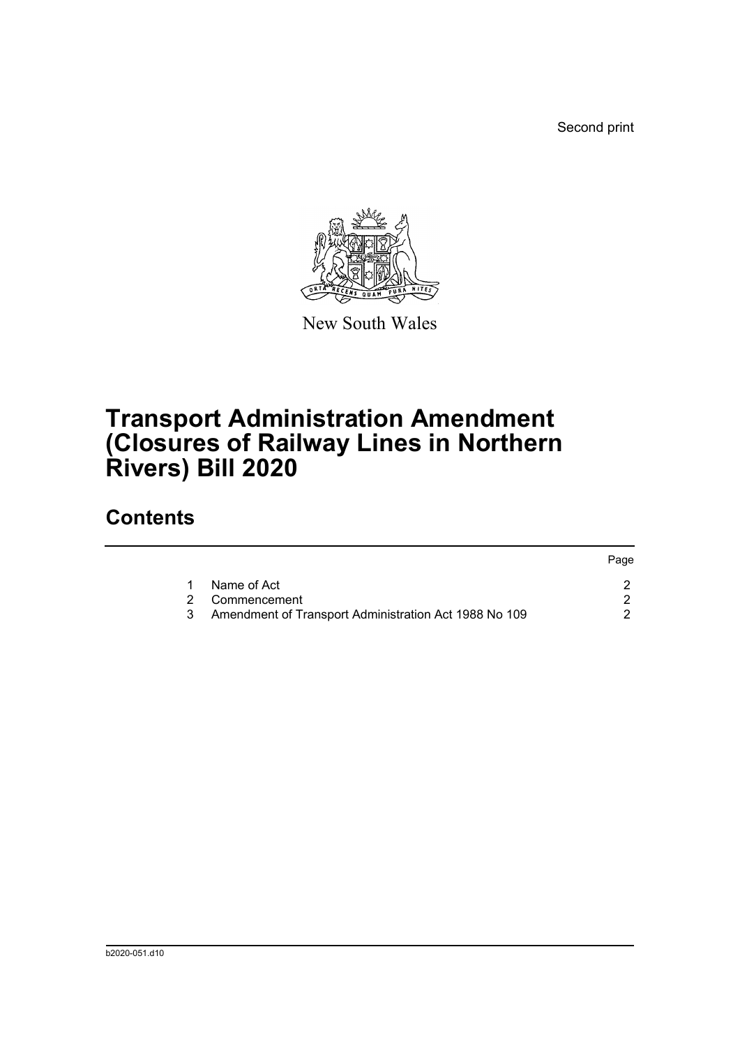Second print

New South Wales

# Transport Administration Amendment (Closures of Railway Lines in Northern Rivers) Bill 2020

## Contents

| | | Page |
|---|---|---|
| 1 | Name of Act | 2 |
| 2 | Commencement | 2 |
| 3 | Amendment of Transport Administration Act 1988 No 109 | 2 |

b2020-051.d10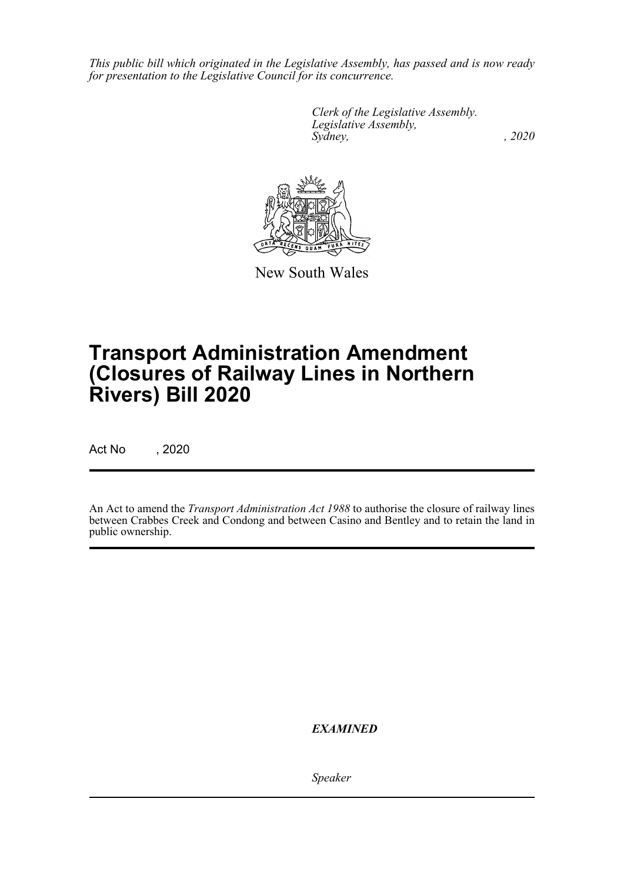*This public bill which originated in the Legislative Assembly, has passed and is now ready for presentation to the Legislative Council for its concurrence.*

*Clerk of the Legislative Assembly.*
*Legislative Assembly,*
*Sydney, , 2020*

New South Wales

# Transport Administration Amendment (Closures of Railway Lines in Northern Rivers) Bill 2020

Act No , 2020

An Act to amend the *Transport Administration Act 1988* to authorise the closure of railway lines between Crabbes Creek and Condong and between Casino and Bentley and to retain the land in public ownership.

***EXAMINED***

*Speaker*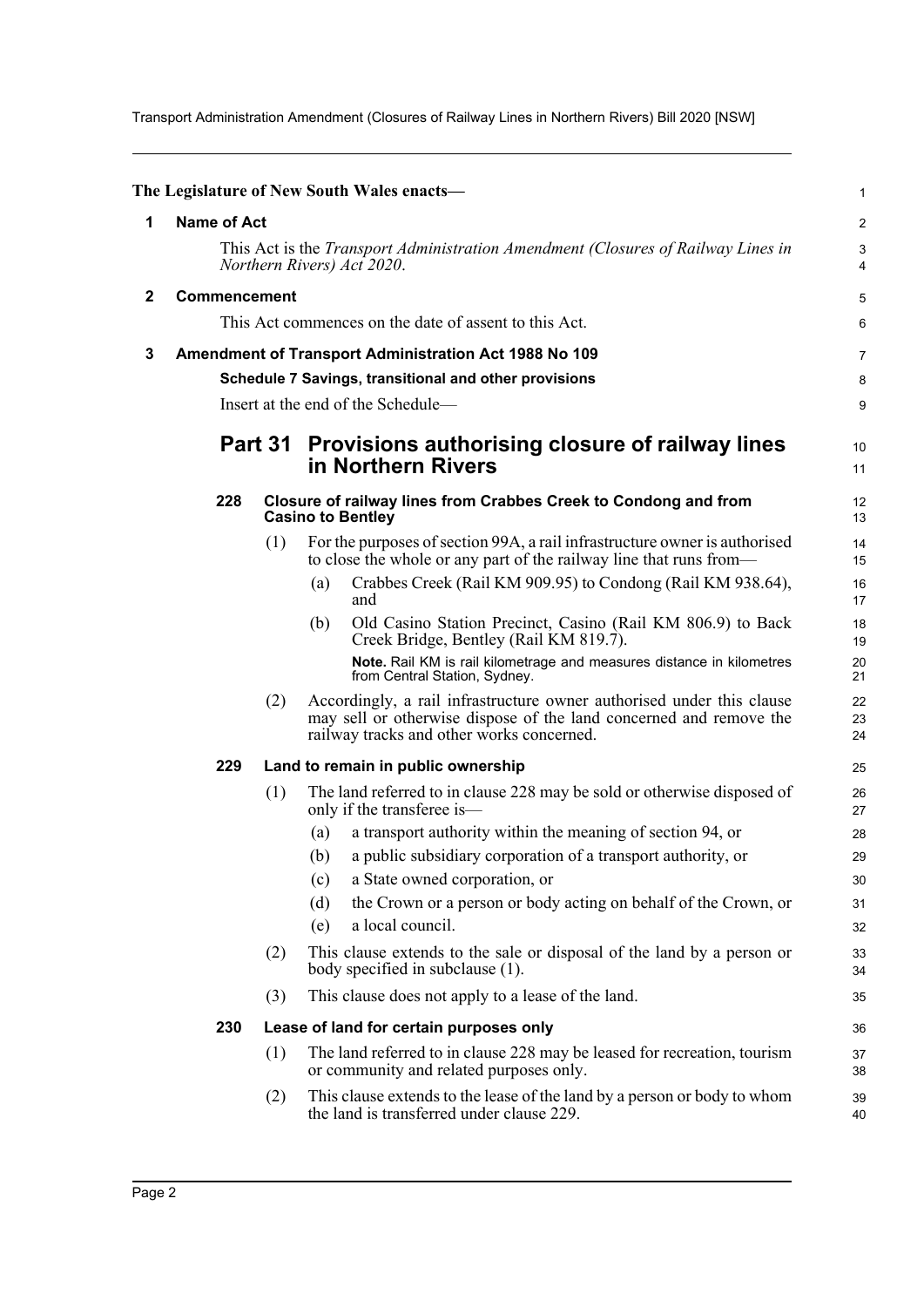The Legislature of New South Wales enacts—

## 1 Name of Act

This Act is the *Transport Administration Amendment (Closures of Railway Lines in Northern Rivers) Act 2020*.

## 2 Commencement

This Act commences on the date of assent to this Act.

## 3 Amendment of Transport Administration Act 1988 No 109

**Schedule 7 Savings, transitional and other provisions**

Insert at the end of the Schedule—

# Part 31 Provisions authorising closure of railway lines in Northern Rivers

### 228 Closure of railway lines from Crabbes Creek to Condong and from Casino to Bentley

(1) For the purposes of section 99A, a rail infrastructure owner is authorised to close the whole or any part of the railway line that runs from—

(a) Crabbes Creek (Rail KM 909.95) to Condong (Rail KM 938.64), and

(b) Old Casino Station Precinct, Casino (Rail KM 806.9) to Back Creek Bridge, Bentley (Rail KM 819.7).

**Note.** Rail KM is rail kilometrage and measures distance in kilometres from Central Station, Sydney.

(2) Accordingly, a rail infrastructure owner authorised under this clause may sell or otherwise dispose of the land concerned and remove the railway tracks and other works concerned.

### 229 Land to remain in public ownership

(1) The land referred to in clause 228 may be sold or otherwise disposed of only if the transferee is—

(a) a transport authority within the meaning of section 94, or

(b) a public subsidiary corporation of a transport authority, or

(c) a State owned corporation, or

(d) the Crown or a person or body acting on behalf of the Crown, or

(e) a local council.

(2) This clause extends to the sale or disposal of the land by a person or body specified in subclause (1).

(3) This clause does not apply to a lease of the land.

### 230 Lease of land for certain purposes only

(1) The land referred to in clause 228 may be leased for recreation, tourism or community and related purposes only.

(2) This clause extends to the lease of the land by a person or body to whom the land is transferred under clause 229.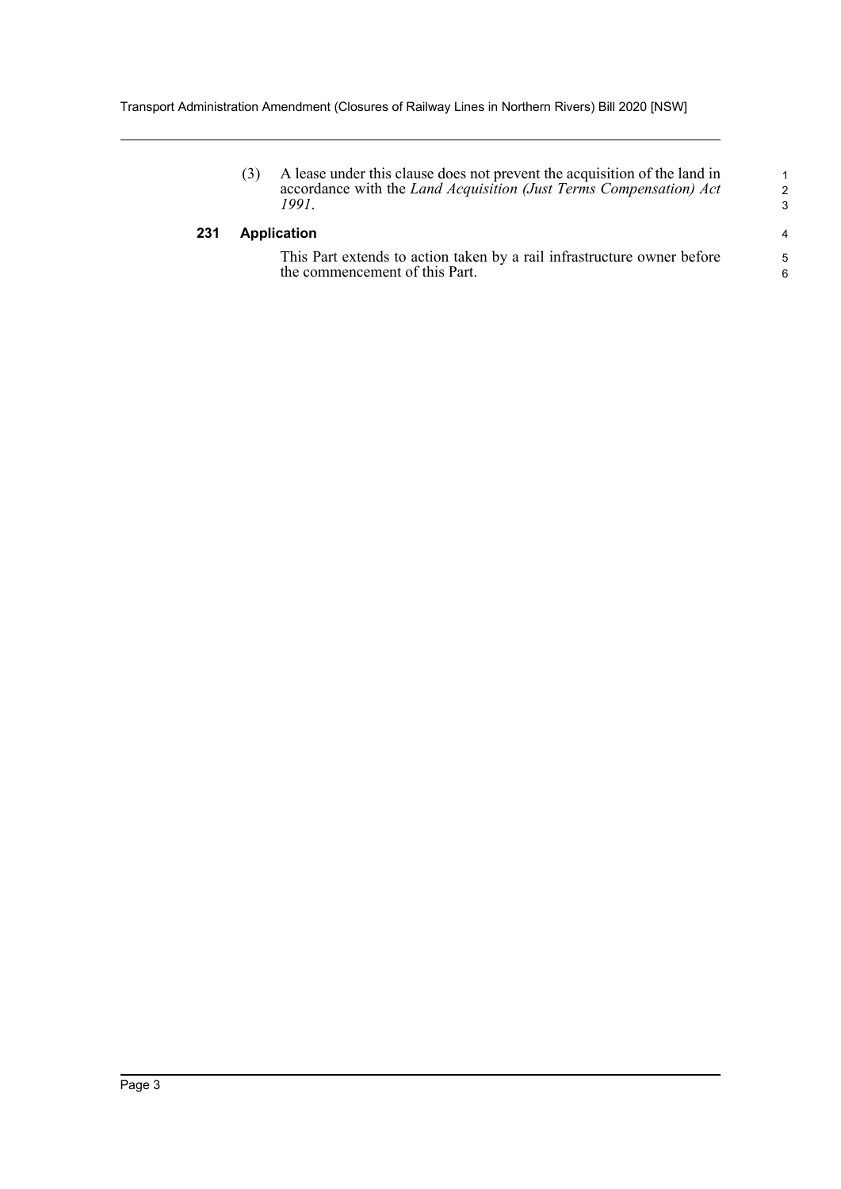(3) A lease under this clause does not prevent the acquisition of the land in accordance with the *Land Acquisition (Just Terms Compensation) Act 1991*.

### 231 Application

This Part extends to action taken by a rail infrastructure owner before the commencement of this Part.